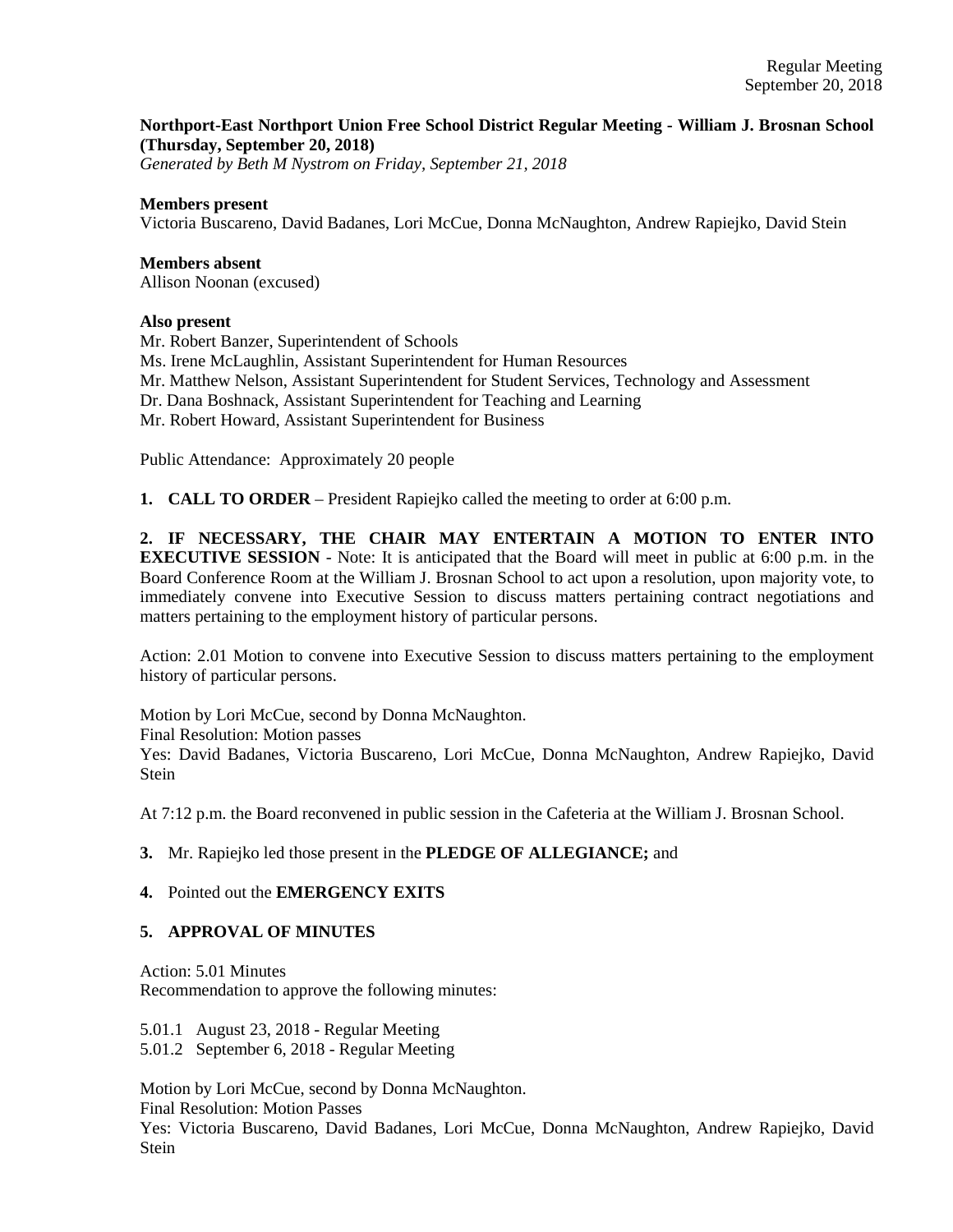**Northport-East Northport Union Free School District Regular Meeting - William J. Brosnan School (Thursday, September 20, 2018)**
*Generated by Beth M Nystrom on Friday, September 21, 2018*

**Members present**
Victoria Buscareno, David Badanes, Lori McCue, Donna McNaughton, Andrew Rapiejko, David Stein

**Members absent**
Allison Noonan (excused)

**Also present**
Mr. Robert Banzer, Superintendent of Schools
Ms. Irene McLaughlin, Assistant Superintendent for Human Resources
Mr. Matthew Nelson, Assistant Superintendent for Student Services, Technology and Assessment
Dr. Dana Boshnack, Assistant Superintendent for Teaching and Learning
Mr. Robert Howard, Assistant Superintendent for Business

Public Attendance: Approximately 20 people

**1. CALL TO ORDER** – President Rapiejko called the meeting to order at 6:00 p.m.

**2. IF NECESSARY, THE CHAIR MAY ENTERTAIN A MOTION TO ENTER INTO EXECUTIVE SESSION** - Note: It is anticipated that the Board will meet in public at 6:00 p.m. in the Board Conference Room at the William J. Brosnan School to act upon a resolution, upon majority vote, to immediately convene into Executive Session to discuss matters pertaining contract negotiations and matters pertaining to the employment history of particular persons.

Action: 2.01 Motion to convene into Executive Session to discuss matters pertaining to the employment history of particular persons.

Motion by Lori McCue, second by Donna McNaughton.
Final Resolution: Motion passes
Yes: David Badanes, Victoria Buscareno, Lori McCue, Donna McNaughton, Andrew Rapiejko, David Stein

At 7:12 p.m. the Board reconvened in public session in the Cafeteria at the William J. Brosnan School.

**3.** Mr. Rapiejko led those present in the **PLEDGE OF ALLEGIANCE;** and

**4.** Pointed out the **EMERGENCY EXITS**

**5. APPROVAL OF MINUTES**

Action: 5.01 Minutes
Recommendation to approve the following minutes:

5.01.1 August 23, 2018 - Regular Meeting
5.01.2 September 6, 2018 - Regular Meeting

Motion by Lori McCue, second by Donna McNaughton.
Final Resolution: Motion Passes
Yes: Victoria Buscareno, David Badanes, Lori McCue, Donna McNaughton, Andrew Rapiejko, David Stein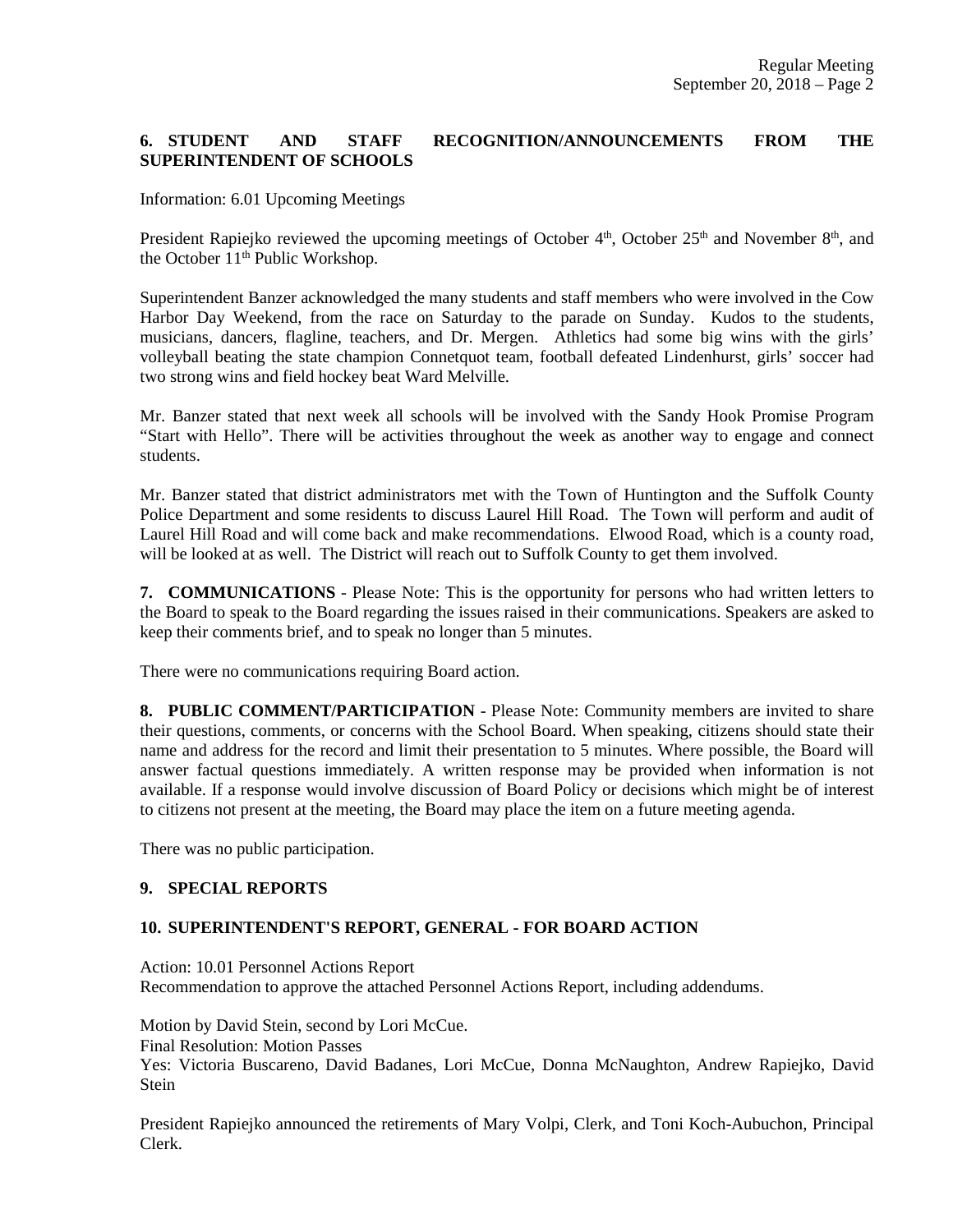**6. STUDENT AND STAFF RECOGNITION/ANNOUNCEMENTS FROM THE SUPERINTENDENT OF SCHOOLS**

Information: 6.01 Upcoming Meetings

President Rapiejko reviewed the upcoming meetings of October 4th, October 25th and November 8th, and the October 11th Public Workshop.

Superintendent Banzer acknowledged the many students and staff members who were involved in the Cow Harbor Day Weekend, from the race on Saturday to the parade on Sunday. Kudos to the students, musicians, dancers, flagline, teachers, and Dr. Mergen. Athletics had some big wins with the girls' volleyball beating the state champion Connetquot team, football defeated Lindenhurst, girls' soccer had two strong wins and field hockey beat Ward Melville.

Mr. Banzer stated that next week all schools will be involved with the Sandy Hook Promise Program "Start with Hello". There will be activities throughout the week as another way to engage and connect students.

Mr. Banzer stated that district administrators met with the Town of Huntington and the Suffolk County Police Department and some residents to discuss Laurel Hill Road. The Town will perform and audit of Laurel Hill Road and will come back and make recommendations. Elwood Road, which is a county road, will be looked at as well. The District will reach out to Suffolk County to get them involved.

**7. COMMUNICATIONS** - Please Note: This is the opportunity for persons who had written letters to the Board to speak to the Board regarding the issues raised in their communications. Speakers are asked to keep their comments brief, and to speak no longer than 5 minutes.

There were no communications requiring Board action.

**8. PUBLIC COMMENT/PARTICIPATION** - Please Note: Community members are invited to share their questions, comments, or concerns with the School Board. When speaking, citizens should state their name and address for the record and limit their presentation to 5 minutes. Where possible, the Board will answer factual questions immediately. A written response may be provided when information is not available. If a response would involve discussion of Board Policy or decisions which might be of interest to citizens not present at the meeting, the Board may place the item on a future meeting agenda.

There was no public participation.

**9. SPECIAL REPORTS**

**10. SUPERINTENDENT'S REPORT, GENERAL - FOR BOARD ACTION**

Action: 10.01 Personnel Actions Report
Recommendation to approve the attached Personnel Actions Report, including addendums.

Motion by David Stein, second by Lori McCue.
Final Resolution: Motion Passes
Yes: Victoria Buscareno, David Badanes, Lori McCue, Donna McNaughton, Andrew Rapiejko, David Stein

President Rapiejko announced the retirements of Mary Volpi, Clerk, and Toni Koch-Aubuchon, Principal Clerk.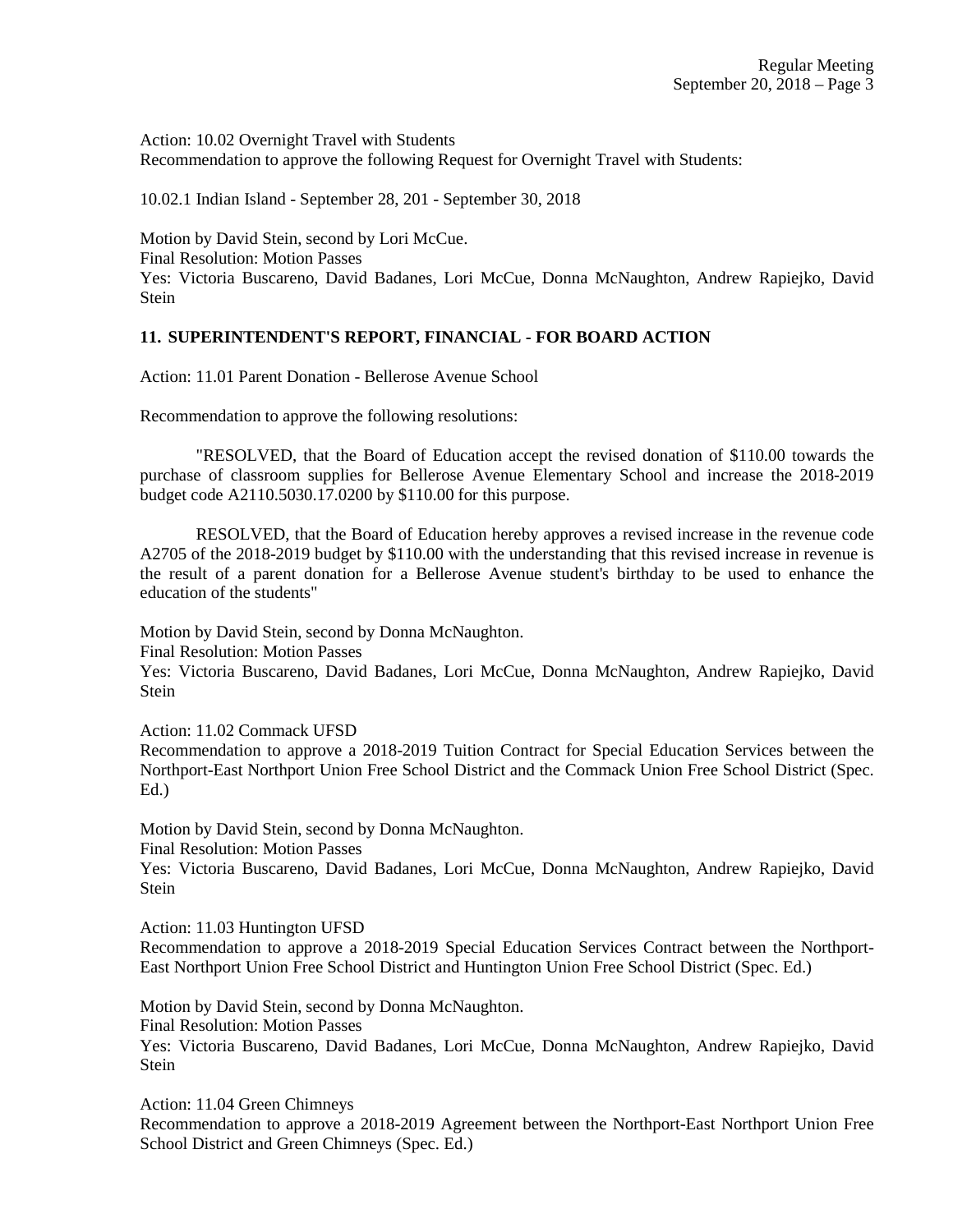Action: 10.02 Overnight Travel with Students
Recommendation to approve the following Request for Overnight Travel with Students:

10.02.1 Indian Island - September 28, 201 - September 30, 2018

Motion by David Stein, second by Lori McCue.
Final Resolution: Motion Passes
Yes: Victoria Buscareno, David Badanes, Lori McCue, Donna McNaughton, Andrew Rapiejko, David Stein

## 11. SUPERINTENDENT'S REPORT, FINANCIAL - FOR BOARD ACTION

Action: 11.01 Parent Donation - Bellerose Avenue School

Recommendation to approve the following resolutions:

"RESOLVED, that the Board of Education accept the revised donation of $110.00 towards the purchase of classroom supplies for Bellerose Avenue Elementary School and increase the 2018-2019 budget code A2110.5030.17.0200 by $110.00 for this purpose.

RESOLVED, that the Board of Education hereby approves a revised increase in the revenue code A2705 of the 2018-2019 budget by $110.00 with the understanding that this revised increase in revenue is the result of a parent donation for a Bellerose Avenue student's birthday to be used to enhance the education of the students"

Motion by David Stein, second by Donna McNaughton.
Final Resolution: Motion Passes
Yes: Victoria Buscareno, David Badanes, Lori McCue, Donna McNaughton, Andrew Rapiejko, David Stein

Action: 11.02 Commack UFSD
Recommendation to approve a 2018-2019 Tuition Contract for Special Education Services between the Northport-East Northport Union Free School District and the Commack Union Free School District (Spec. Ed.)

Motion by David Stein, second by Donna McNaughton.
Final Resolution: Motion Passes
Yes: Victoria Buscareno, David Badanes, Lori McCue, Donna McNaughton, Andrew Rapiejko, David Stein

Action: 11.03 Huntington UFSD
Recommendation to approve a 2018-2019 Special Education Services Contract between the Northport-East Northport Union Free School District and Huntington Union Free School District (Spec. Ed.)

Motion by David Stein, second by Donna McNaughton.
Final Resolution: Motion Passes
Yes: Victoria Buscareno, David Badanes, Lori McCue, Donna McNaughton, Andrew Rapiejko, David Stein

Action: 11.04 Green Chimneys
Recommendation to approve a 2018-2019 Agreement between the Northport-East Northport Union Free School District and Green Chimneys (Spec. Ed.)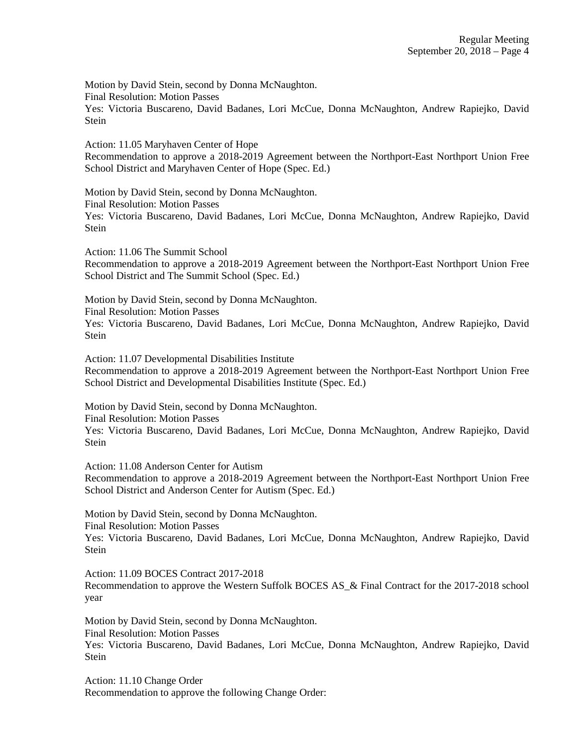Motion by David Stein, second by Donna McNaughton.
Final Resolution: Motion Passes
Yes: Victoria Buscareno, David Badanes, Lori McCue, Donna McNaughton, Andrew Rapiejko, David Stein

Action: 11.05 Maryhaven Center of Hope
Recommendation to approve a 2018-2019 Agreement between the Northport-East Northport Union Free School District and Maryhaven Center of Hope (Spec. Ed.)

Motion by David Stein, second by Donna McNaughton.
Final Resolution: Motion Passes
Yes: Victoria Buscareno, David Badanes, Lori McCue, Donna McNaughton, Andrew Rapiejko, David Stein

Action: 11.06 The Summit School
Recommendation to approve a 2018-2019 Agreement between the Northport-East Northport Union Free School District and The Summit School (Spec. Ed.)

Motion by David Stein, second by Donna McNaughton.
Final Resolution: Motion Passes
Yes: Victoria Buscareno, David Badanes, Lori McCue, Donna McNaughton, Andrew Rapiejko, David Stein

Action: 11.07 Developmental Disabilities Institute
Recommendation to approve a 2018-2019 Agreement between the Northport-East Northport Union Free School District and Developmental Disabilities Institute (Spec. Ed.)

Motion by David Stein, second by Donna McNaughton.
Final Resolution: Motion Passes
Yes: Victoria Buscareno, David Badanes, Lori McCue, Donna McNaughton, Andrew Rapiejko, David Stein

Action: 11.08 Anderson Center for Autism
Recommendation to approve a 2018-2019 Agreement between the Northport-East Northport Union Free School District and Anderson Center for Autism (Spec. Ed.)

Motion by David Stein, second by Donna McNaughton.
Final Resolution: Motion Passes
Yes: Victoria Buscareno, David Badanes, Lori McCue, Donna McNaughton, Andrew Rapiejko, David Stein

Action: 11.09 BOCES Contract 2017-2018
Recommendation to approve the Western Suffolk BOCES AS_& Final Contract for the 2017-2018 school year

Motion by David Stein, second by Donna McNaughton.
Final Resolution: Motion Passes
Yes: Victoria Buscareno, David Badanes, Lori McCue, Donna McNaughton, Andrew Rapiejko, David Stein

Action: 11.10 Change Order
Recommendation to approve the following Change Order: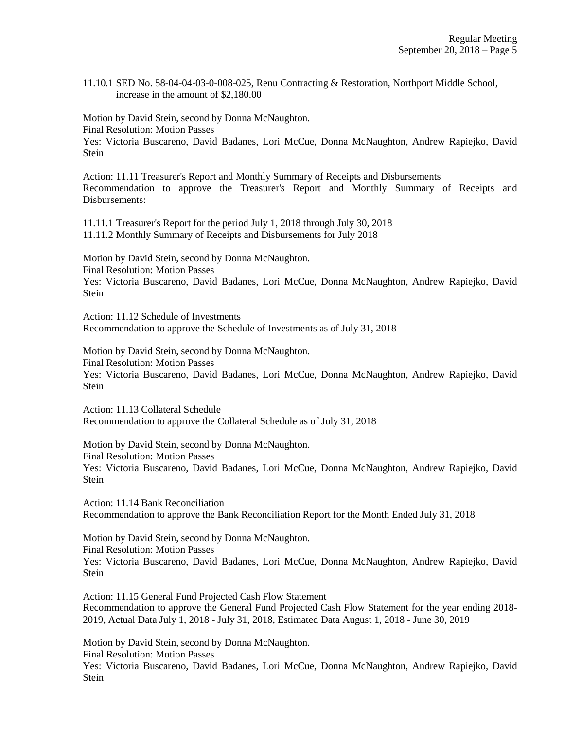11.10.1 SED No. 58-04-04-03-0-008-025, Renu Contracting & Restoration, Northport Middle School, increase in the amount of $2,180.00

Motion by David Stein, second by Donna McNaughton.
Final Resolution: Motion Passes
Yes: Victoria Buscareno, David Badanes, Lori McCue, Donna McNaughton, Andrew Rapiejko, David Stein

Action: 11.11 Treasurer's Report and Monthly Summary of Receipts and Disbursements
Recommendation to approve the Treasurer's Report and Monthly Summary of Receipts and Disbursements:

11.11.1 Treasurer's Report for the period July 1, 2018 through July 30, 2018
11.11.2 Monthly Summary of Receipts and Disbursements for July 2018

Motion by David Stein, second by Donna McNaughton.
Final Resolution: Motion Passes
Yes: Victoria Buscareno, David Badanes, Lori McCue, Donna McNaughton, Andrew Rapiejko, David Stein

Action: 11.12 Schedule of Investments
Recommendation to approve the Schedule of Investments as of July 31, 2018

Motion by David Stein, second by Donna McNaughton.
Final Resolution: Motion Passes
Yes: Victoria Buscareno, David Badanes, Lori McCue, Donna McNaughton, Andrew Rapiejko, David Stein

Action: 11.13 Collateral Schedule
Recommendation to approve the Collateral Schedule as of July 31, 2018

Motion by David Stein, second by Donna McNaughton.
Final Resolution: Motion Passes
Yes: Victoria Buscareno, David Badanes, Lori McCue, Donna McNaughton, Andrew Rapiejko, David Stein

Action: 11.14 Bank Reconciliation
Recommendation to approve the Bank Reconciliation Report for the Month Ended July 31, 2018

Motion by David Stein, second by Donna McNaughton.
Final Resolution: Motion Passes
Yes: Victoria Buscareno, David Badanes, Lori McCue, Donna McNaughton, Andrew Rapiejko, David Stein

Action: 11.15 General Fund Projected Cash Flow Statement
Recommendation to approve the General Fund Projected Cash Flow Statement for the year ending 2018-2019, Actual Data July 1, 2018 - July 31, 2018, Estimated Data August 1, 2018 - June 30, 2019

Motion by David Stein, second by Donna McNaughton.
Final Resolution: Motion Passes
Yes: Victoria Buscareno, David Badanes, Lori McCue, Donna McNaughton, Andrew Rapiejko, David Stein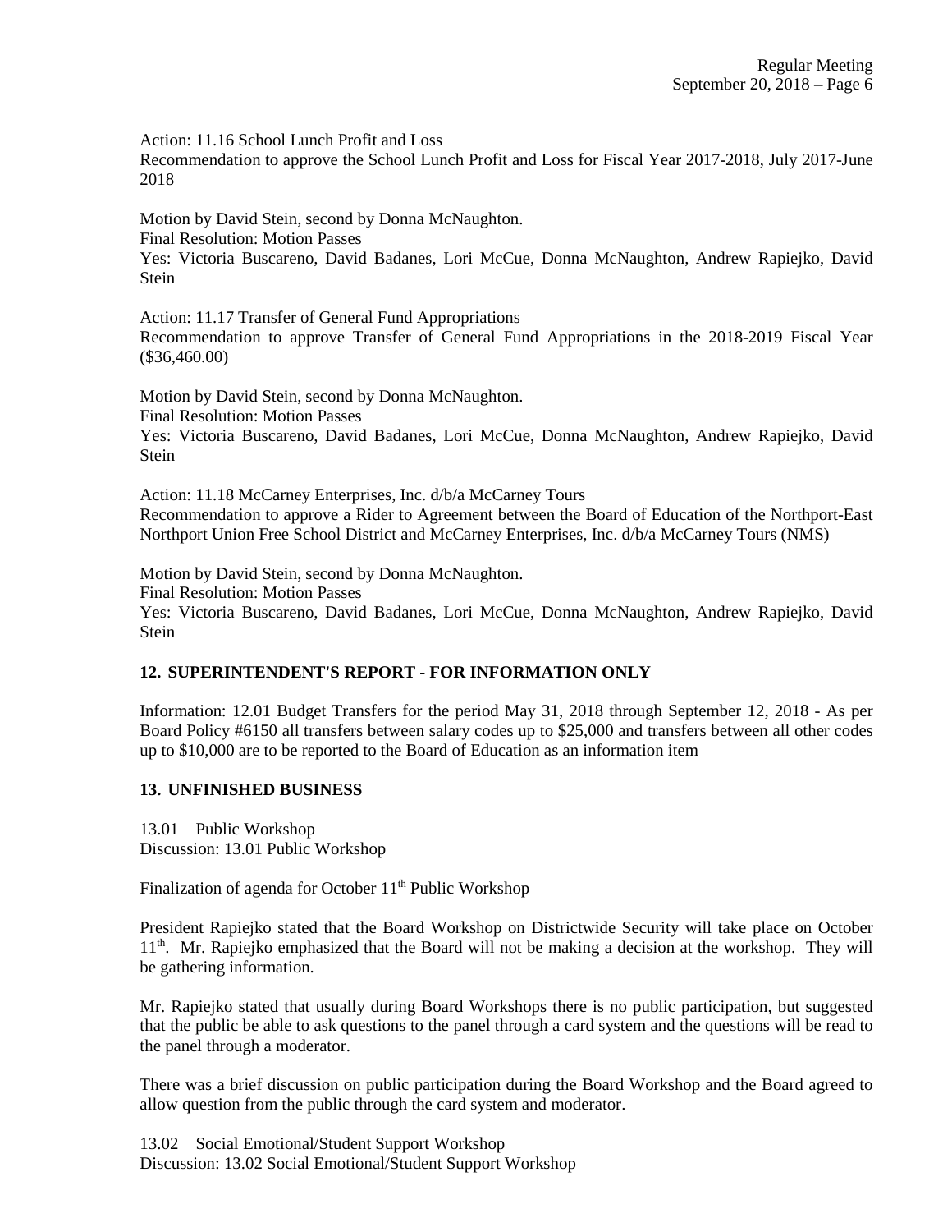Action: 11.16 School Lunch Profit and Loss
Recommendation to approve the School Lunch Profit and Loss for Fiscal Year 2017-2018, July 2017-June 2018

Motion by David Stein, second by Donna McNaughton.
Final Resolution: Motion Passes
Yes: Victoria Buscareno, David Badanes, Lori McCue, Donna McNaughton, Andrew Rapiejko, David Stein

Action: 11.17 Transfer of General Fund Appropriations
Recommendation to approve Transfer of General Fund Appropriations in the 2018-2019 Fiscal Year ($36,460.00)

Motion by David Stein, second by Donna McNaughton.
Final Resolution: Motion Passes
Yes: Victoria Buscareno, David Badanes, Lori McCue, Donna McNaughton, Andrew Rapiejko, David Stein

Action: 11.18 McCarney Enterprises, Inc. d/b/a McCarney Tours
Recommendation to approve a Rider to Agreement between the Board of Education of the Northport-East Northport Union Free School District and McCarney Enterprises, Inc. d/b/a McCarney Tours (NMS)

Motion by David Stein, second by Donna McNaughton.
Final Resolution: Motion Passes
Yes: Victoria Buscareno, David Badanes, Lori McCue, Donna McNaughton, Andrew Rapiejko, David Stein

**12. SUPERINTENDENT'S REPORT - FOR INFORMATION ONLY**

Information: 12.01 Budget Transfers for the period May 31, 2018 through September 12, 2018 - As per Board Policy #6150 all transfers between salary codes up to $25,000 and transfers between all other codes up to $10,000 are to be reported to the Board of Education as an information item

**13. UNFINISHED BUSINESS**

13.01 Public Workshop
Discussion: 13.01 Public Workshop

Finalization of agenda for October 11th Public Workshop

President Rapiejko stated that the Board Workshop on Districtwide Security will take place on October 11th. Mr. Rapiejko emphasized that the Board will not be making a decision at the workshop. They will be gathering information.

Mr. Rapiejko stated that usually during Board Workshops there is no public participation, but suggested that the public be able to ask questions to the panel through a card system and the questions will be read to the panel through a moderator.

There was a brief discussion on public participation during the Board Workshop and the Board agreed to allow question from the public through the card system and moderator.

13.02 Social Emotional/Student Support Workshop
Discussion: 13.02 Social Emotional/Student Support Workshop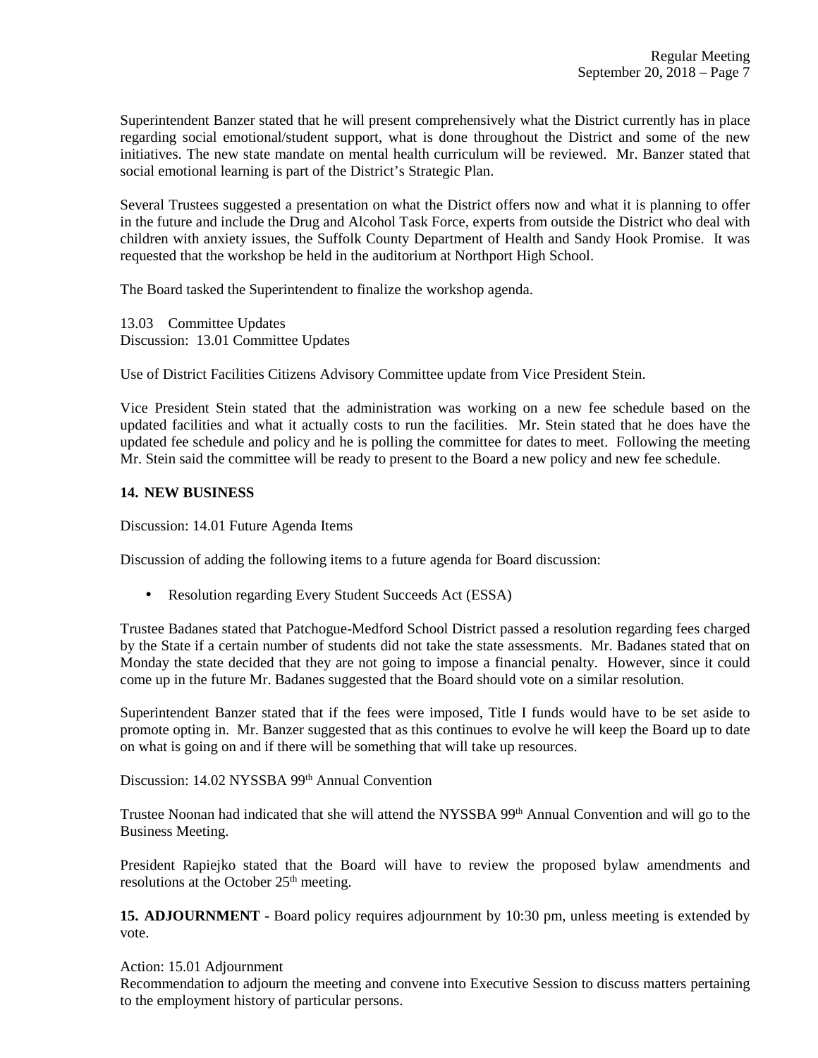Superintendent Banzer stated that he will present comprehensively what the District currently has in place regarding social emotional/student support, what is done throughout the District and some of the new initiatives. The new state mandate on mental health curriculum will be reviewed. Mr. Banzer stated that social emotional learning is part of the District's Strategic Plan.

Several Trustees suggested a presentation on what the District offers now and what it is planning to offer in the future and include the Drug and Alcohol Task Force, experts from outside the District who deal with children with anxiety issues, the Suffolk County Department of Health and Sandy Hook Promise. It was requested that the workshop be held in the auditorium at Northport High School.

The Board tasked the Superintendent to finalize the workshop agenda.

13.03 Committee Updates
Discussion: 13.01 Committee Updates

Use of District Facilities Citizens Advisory Committee update from Vice President Stein.

Vice President Stein stated that the administration was working on a new fee schedule based on the updated facilities and what it actually costs to run the facilities. Mr. Stein stated that he does have the updated fee schedule and policy and he is polling the committee for dates to meet. Following the meeting Mr. Stein said the committee will be ready to present to the Board a new policy and new fee schedule.

**14. NEW BUSINESS**

Discussion: 14.01 Future Agenda Items

Discussion of adding the following items to a future agenda for Board discussion:

- Resolution regarding Every Student Succeeds Act (ESSA)

Trustee Badanes stated that Patchogue-Medford School District passed a resolution regarding fees charged by the State if a certain number of students did not take the state assessments. Mr. Badanes stated that on Monday the state decided that they are not going to impose a financial penalty. However, since it could come up in the future Mr. Badanes suggested that the Board should vote on a similar resolution.

Superintendent Banzer stated that if the fees were imposed, Title I funds would have to be set aside to promote opting in. Mr. Banzer suggested that as this continues to evolve he will keep the Board up to date on what is going on and if there will be something that will take up resources.

Discussion: 14.02 NYSSBA 99th Annual Convention

Trustee Noonan had indicated that she will attend the NYSSBA 99th Annual Convention and will go to the Business Meeting.

President Rapiejko stated that the Board will have to review the proposed bylaw amendments and resolutions at the October 25th meeting.

**15. ADJOURNMENT** - Board policy requires adjournment by 10:30 pm, unless meeting is extended by vote.

Action: 15.01 Adjournment
Recommendation to adjourn the meeting and convene into Executive Session to discuss matters pertaining to the employment history of particular persons.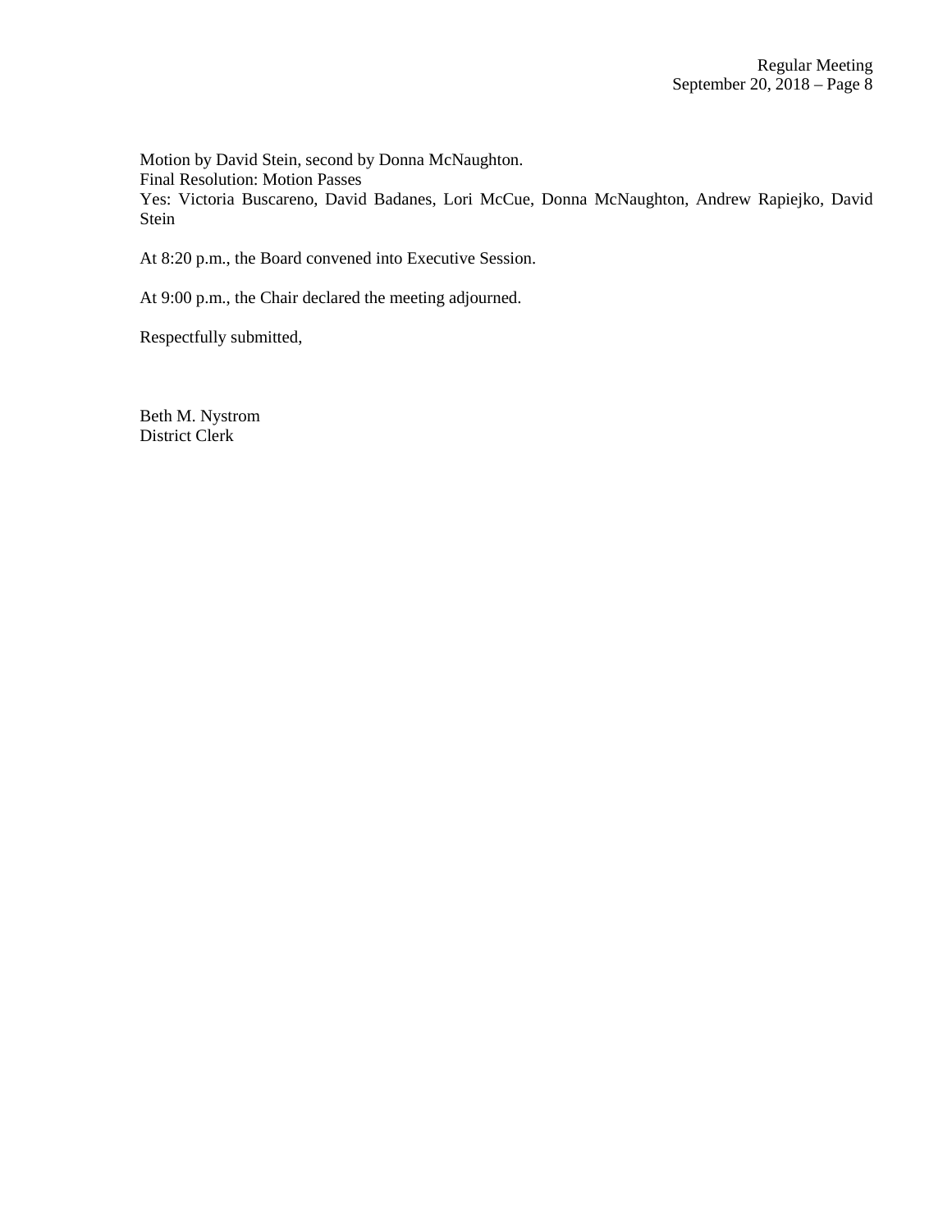Motion by David Stein, second by Donna McNaughton.
Final Resolution: Motion Passes
Yes: Victoria Buscareno, David Badanes, Lori McCue, Donna McNaughton, Andrew Rapiejko, David Stein

At 8:20 p.m., the Board convened into Executive Session.

At 9:00 p.m., the Chair declared the meeting adjourned.

Respectfully submitted,

Beth M. Nystrom
District Clerk